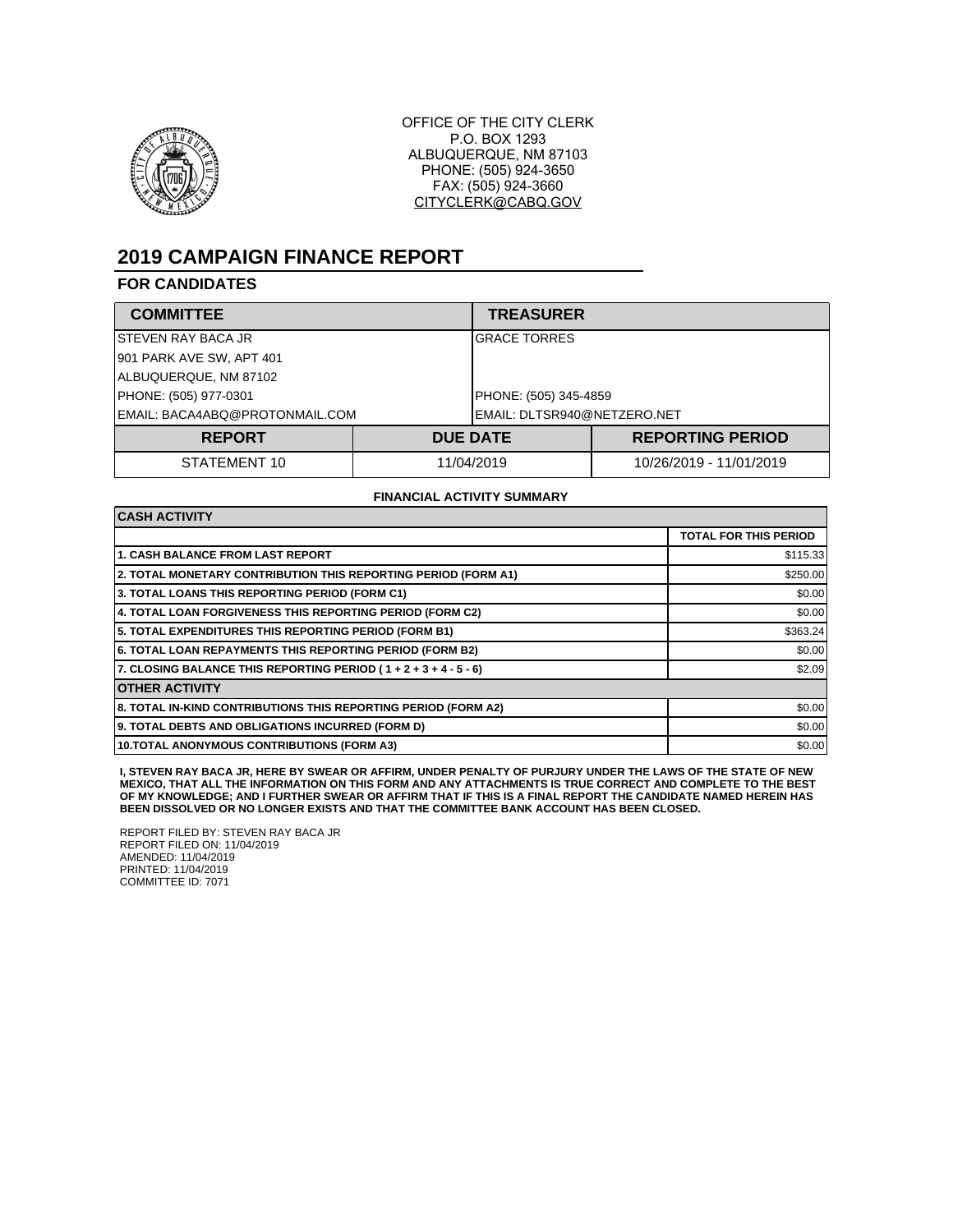OFFICE OF THE CITY CLERK
P.O. BOX 1293
ALBUQUERQUE, NM 87103
PHONE: (505) 924-3650
FAX: (505) 924-3660
CITYCLERK@CABQ.GOV

# 2019 CAMPAIGN FINANCE REPORT

## FOR CANDIDATES

| COMMITTEE | TREASURER |
|---|---|
| STEVEN RAY BACA JR | GRACE TORRES |
| 901 PARK AVE SW, APT 401 | |
| ALBUQUERQUE, NM 87102 | |
| PHONE: (505) 977-0301 | PHONE: (505) 345-4859 |
| EMAIL: BACA4ABQ@PROTONMAIL.COM | EMAIL: DLTSR940@NETZERO.NET |

| REPORT | DUE DATE | REPORTING PERIOD |
|---|---|---|
| STATEMENT 10 | 11/04/2019 | 10/26/2019 - 11/01/2019 |

**FINANCIAL ACTIVITY SUMMARY**

| CASH ACTIVITY | |
|---|---|
| | **TOTAL FOR THIS PERIOD** |
| **1. CASH BALANCE FROM LAST REPORT** | $115.33 |
| **2. TOTAL MONETARY CONTRIBUTION THIS REPORTING PERIOD (FORM A1)** | $250.00 |
| **3. TOTAL LOANS THIS REPORTING PERIOD (FORM C1)** | $0.00 |
| **4. TOTAL LOAN FORGIVENESS THIS REPORTING PERIOD (FORM C2)** | $0.00 |
| **5. TOTAL EXPENDITURES THIS REPORTING PERIOD (FORM B1)** | $363.24 |
| **6. TOTAL LOAN REPAYMENTS THIS REPORTING PERIOD (FORM B2)** | $0.00 |
| **7. CLOSING BALANCE THIS REPORTING PERIOD ( 1 + 2 + 3 + 4 - 5 - 6)** | $2.09 |
| **OTHER ACTIVITY** | |
| **8. TOTAL IN-KIND CONTRIBUTIONS THIS REPORTING PERIOD (FORM A2)** | $0.00 |
| **9. TOTAL DEBTS AND OBLIGATIONS INCURRED (FORM D)** | $0.00 |
| **10.TOTAL ANONYMOUS CONTRIBUTIONS (FORM A3)** | $0.00 |

**I, STEVEN RAY BACA JR, HERE BY SWEAR OR AFFIRM, UNDER PENALTY OF PURJURY UNDER THE LAWS OF THE STATE OF NEW MEXICO, THAT ALL THE INFORMATION ON THIS FORM AND ANY ATTACHMENTS IS TRUE CORRECT AND COMPLETE TO THE BEST OF MY KNOWLEDGE; AND I FURTHER SWEAR OR AFFIRM THAT IF THIS IS A FINAL REPORT THE CANDIDATE NAMED HEREIN HAS BEEN DISSOLVED OR NO LONGER EXISTS AND THAT THE COMMITTEE BANK ACCOUNT HAS BEEN CLOSED.**

REPORT FILED BY: STEVEN RAY BACA JR
REPORT FILED ON: 11/04/2019
AMENDED: 11/04/2019
PRINTED: 11/04/2019
COMMITTEE ID: 7071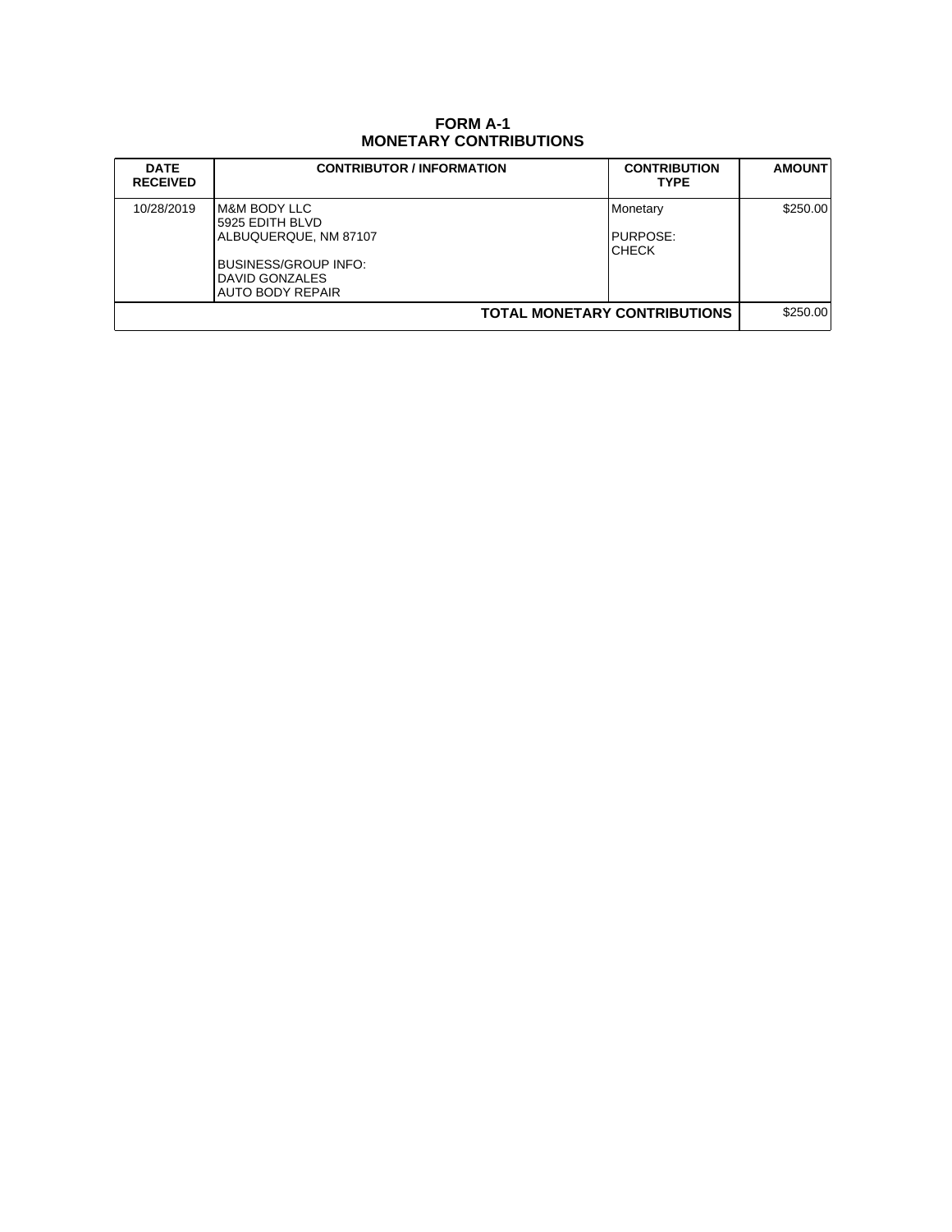# FORM A-1
## MONETARY CONTRIBUTIONS

| DATE RECEIVED | CONTRIBUTOR / INFORMATION | CONTRIBUTION TYPE | AMOUNT |
|---|---|---|---|
| 10/28/2019 | M&M BODY LLC<br>5925 EDITH BLVD<br>ALBUQUERQUE, NM 87107<br><br>BUSINESS/GROUP INFO:<br>DAVID GONZALES<br>AUTO BODY REPAIR | Monetary<br><br>PURPOSE:<br>CHECK | $250.00 |
| | | **TOTAL MONETARY CONTRIBUTIONS** | $250.00 |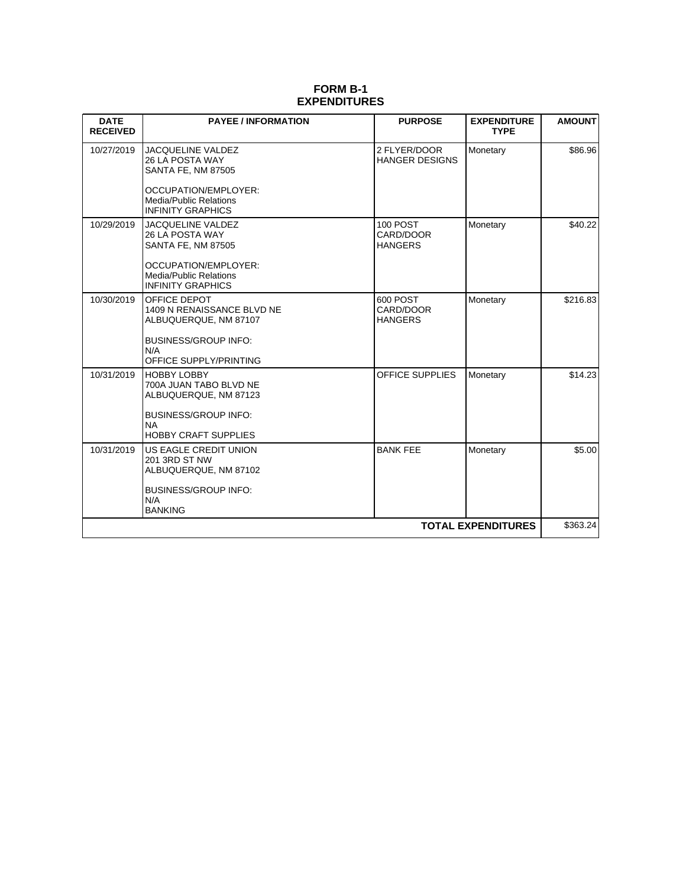**FORM B-1**
**EXPENDITURES**

| DATE RECEIVED | PAYEE / INFORMATION | PURPOSE | EXPENDITURE TYPE | AMOUNT |
|---|---|---|---|---|
| 10/27/2019 | JACQUELINE VALDEZ<br>26 LA POSTA WAY<br>SANTA FE, NM 87505<br><br>OCCUPATION/EMPLOYER:<br>Media/Public Relations<br>INFINITY GRAPHICS | 2 FLYER/DOOR HANGER DESIGNS | Monetary | $86.96 |
| 10/29/2019 | JACQUELINE VALDEZ<br>26 LA POSTA WAY<br>SANTA FE, NM 87505<br><br>OCCUPATION/EMPLOYER:<br>Media/Public Relations<br>INFINITY GRAPHICS | 100 POST CARD/DOOR HANGERS | Monetary | $40.22 |
| 10/30/2019 | OFFICE DEPOT<br>1409 N RENAISSANCE BLVD NE<br>ALBUQUERQUE, NM 87107<br><br>BUSINESS/GROUP INFO:<br>N/A<br>OFFICE SUPPLY/PRINTING | 600 POST CARD/DOOR HANGERS | Monetary | $216.83 |
| 10/31/2019 | HOBBY LOBBY<br>700A JUAN TABO BLVD NE<br>ALBUQUERQUE, NM 87123<br><br>BUSINESS/GROUP INFO:<br>NA<br>HOBBY CRAFT SUPPLIES | OFFICE SUPPLIES | Monetary | $14.23 |
| 10/31/2019 | US EAGLE CREDIT UNION<br>201 3RD ST NW<br>ALBUQUERQUE, NM 87102<br><br>BUSINESS/GROUP INFO:<br>N/A<br>BANKING | BANK FEE | Monetary | $5.00 |
| | | | **TOTAL EXPENDITURES** | $363.24 |